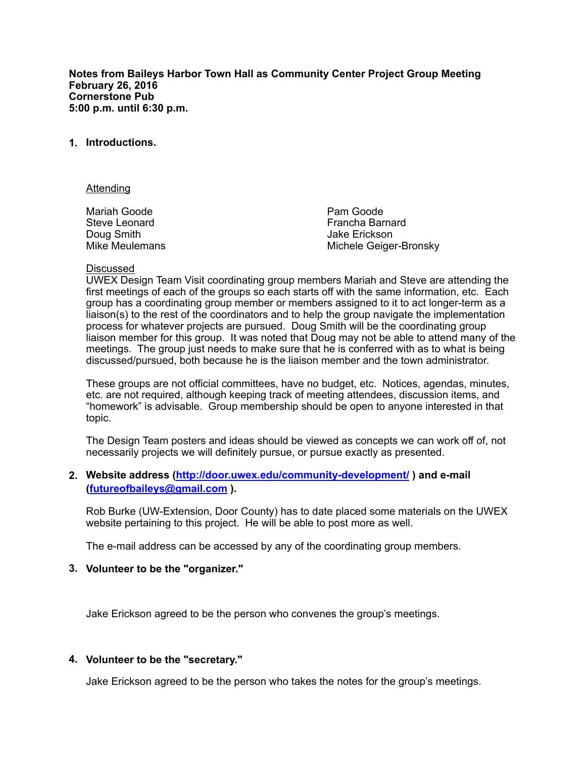**Notes from Baileys Harbor Town Hall as Community Center Project Group Meeting**
**February 26, 2016**
**Cornerstone Pub**
**5:00 p.m. until 6:30 p.m.**

1. **Introductions.**

   Attending

   Mariah Goode
   Steve Leonard
   Doug Smith
   Mike Meulemans
   Pam Goode
   Francha Barnard
   Jake Erickson
   Michele Geiger-Bronsky

   Discussed

   UWEX Design Team Visit coordinating group members Mariah and Steve are attending the first meetings of each of the groups so each starts off with the same information, etc. Each group has a coordinating group member or members assigned to it to act longer-term as a liaison(s) to the rest of the coordinators and to help the group navigate the implementation process for whatever projects are pursued. Doug Smith will be the coordinating group liaison member for this group. It was noted that Doug may not be able to attend many of the meetings. The group just needs to make sure that he is conferred with as to what is being discussed/pursued, both because he is the liaison member and the town administrator.

   These groups are not official committees, have no budget, etc. Notices, agendas, minutes, etc. are not required, although keeping track of meeting attendees, discussion items, and "homework" is advisable. Group membership should be open to anyone interested in that topic.

   The Design Team posters and ideas should be viewed as concepts we can work off of, not necessarily projects we will definitely pursue, or pursue exactly as presented.

2. **Website address (http://door.uwex.edu/community-development/ ) and e-mail (futureofbaileys@gmail.com ).**

   Rob Burke (UW-Extension, Door County) has to date placed some materials on the UWEX website pertaining to this project. He will be able to post more as well.

   The e-mail address can be accessed by any of the coordinating group members.

3. **Volunteer to be the "organizer."**

   Jake Erickson agreed to be the person who convenes the group's meetings.

4. **Volunteer to be the "secretary."**

   Jake Erickson agreed to be the person who takes the notes for the group's meetings.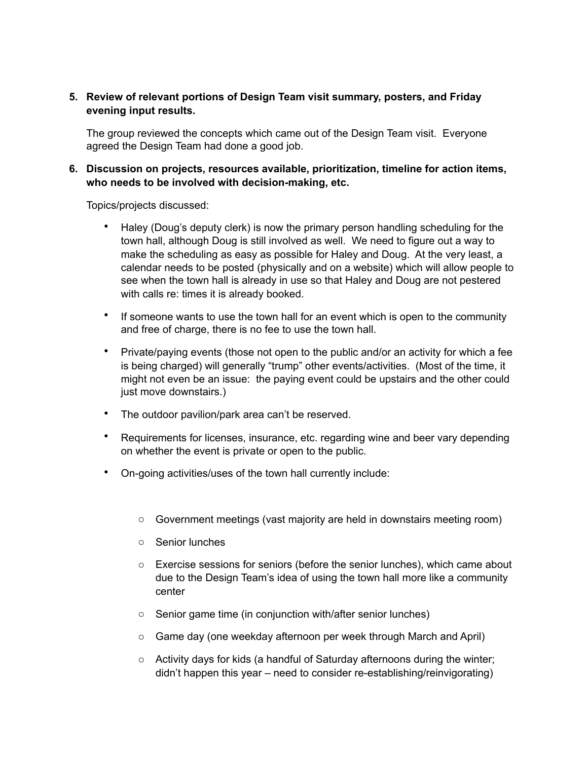5. **Review of relevant portions of Design Team visit summary, posters, and Friday evening input results.**

   The group reviewed the concepts which came out of the Design Team visit. Everyone agreed the Design Team had done a good job.

6. **Discussion on projects, resources available, prioritization, timeline for action items, who needs to be involved with decision-making, etc.**

   Topics/projects discussed:

   - Haley (Doug's deputy clerk) is now the primary person handling scheduling for the town hall, although Doug is still involved as well. We need to figure out a way to make the scheduling as easy as possible for Haley and Doug. At the very least, a calendar needs to be posted (physically and on a website) which will allow people to see when the town hall is already in use so that Haley and Doug are not pestered with calls re: times it is already booked.
   - If someone wants to use the town hall for an event which is open to the community and free of charge, there is no fee to use the town hall.
   - Private/paying events (those not open to the public and/or an activity for which a fee is being charged) will generally "trump" other events/activities. (Most of the time, it might not even be an issue: the paying event could be upstairs and the other could just move downstairs.)
   - The outdoor pavilion/park area can't be reserved.
   - Requirements for licenses, insurance, etc. regarding wine and beer vary depending on whether the event is private or open to the public.
   - On-going activities/uses of the town hall currently include:
     - Government meetings (vast majority are held in downstairs meeting room)
     - Senior lunches
     - Exercise sessions for seniors (before the senior lunches), which came about due to the Design Team's idea of using the town hall more like a community center
     - Senior game time (in conjunction with/after senior lunches)
     - Game day (one weekday afternoon per week through March and April)
     - Activity days for kids (a handful of Saturday afternoons during the winter; didn't happen this year – need to consider re-establishing/reinvigorating)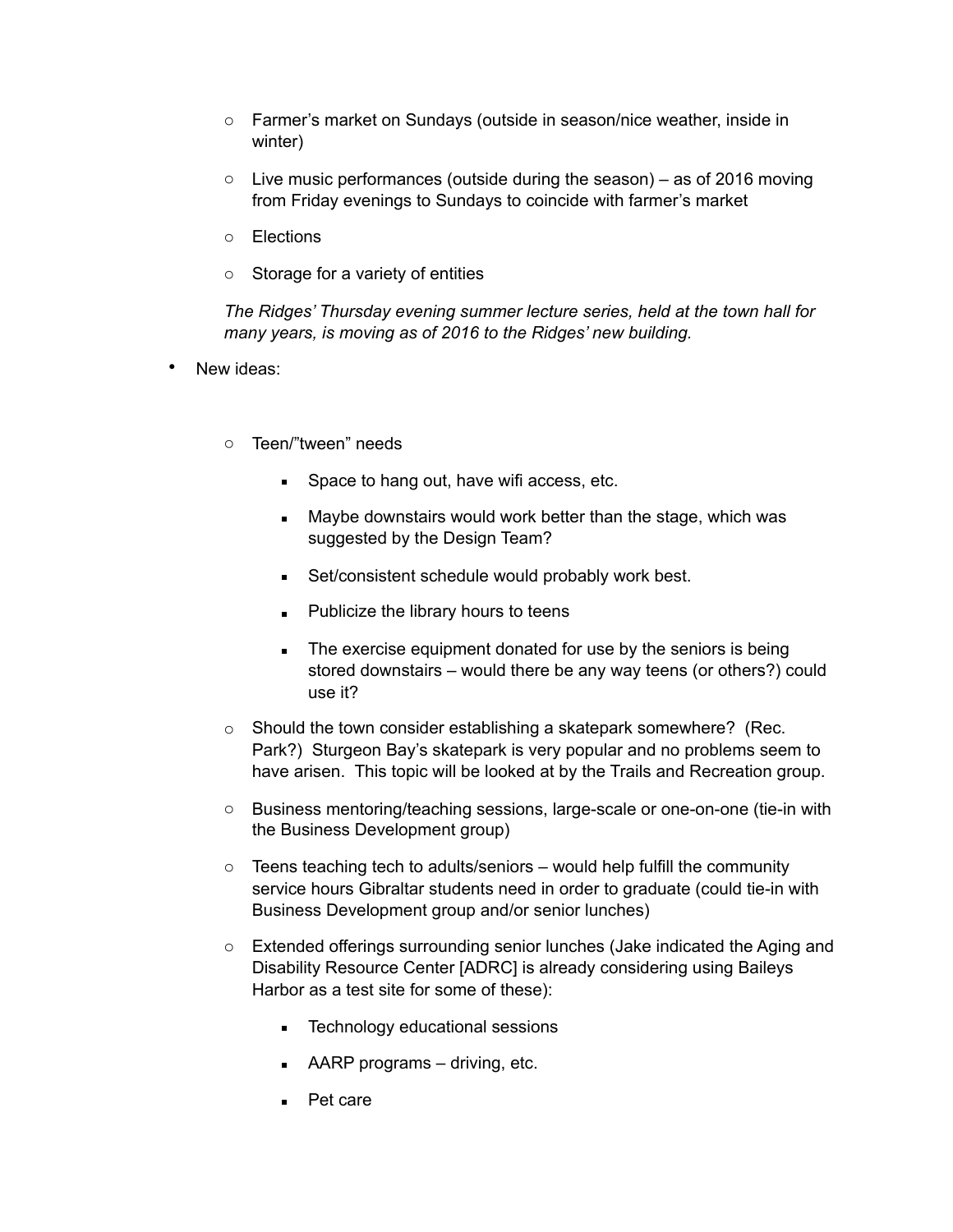- Farmer's market on Sundays (outside in season/nice weather, inside in winter)
  - Live music performances (outside during the season) – as of 2016 moving from Friday evenings to Sundays to coincide with farmer's market
  - Elections
  - Storage for a variety of entities

  *The Ridges' Thursday evening summer lecture series, held at the town hall for many years, is moving as of 2016 to the Ridges' new building.*

- New ideas:
  - Teen/"tween" needs
    - Space to hang out, have wifi access, etc.
    - Maybe downstairs would work better than the stage, which was suggested by the Design Team?
    - Set/consistent schedule would probably work best.
    - Publicize the library hours to teens
    - The exercise equipment donated for use by the seniors is being stored downstairs – would there be any way teens (or others?) could use it?
  - Should the town consider establishing a skatepark somewhere? (Rec. Park?) Sturgeon Bay's skatepark is very popular and no problems seem to have arisen. This topic will be looked at by the Trails and Recreation group.
  - Business mentoring/teaching sessions, large-scale or one-on-one (tie-in with the Business Development group)
  - Teens teaching tech to adults/seniors – would help fulfill the community service hours Gibraltar students need in order to graduate (could tie-in with Business Development group and/or senior lunches)
  - Extended offerings surrounding senior lunches (Jake indicated the Aging and Disability Resource Center [ADRC] is already considering using Baileys Harbor as a test site for some of these):
    - Technology educational sessions
    - AARP programs – driving, etc.
    - Pet care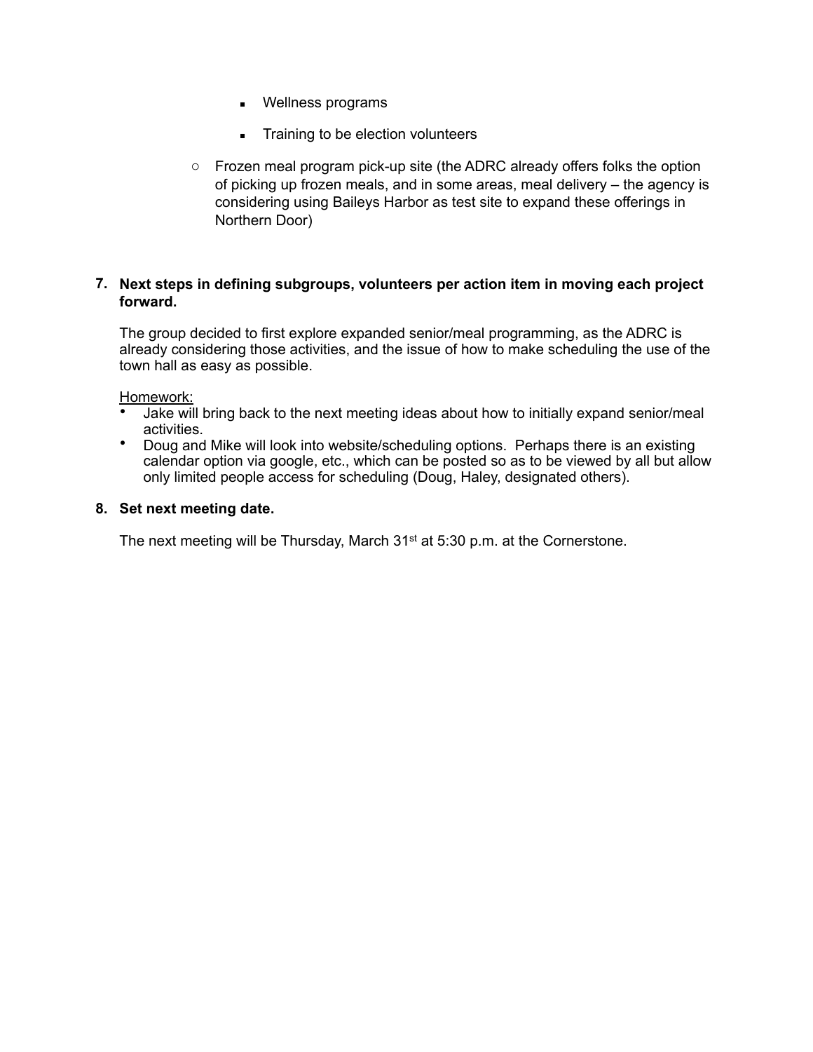- Wellness programs
            - Training to be election volunteers
        - Frozen meal program pick-up site (the ADRC already offers folks the option of picking up frozen meals, and in some areas, meal delivery – the agency is considering using Baileys Harbor as test site to expand these offerings in Northern Door)

**7. Next steps in defining subgroups, volunteers per action item in moving each project forward.**

The group decided to first explore expanded senior/meal programming, as the ADRC is already considering those activities, and the issue of how to make scheduling the use of the town hall as easy as possible.

<u>Homework:</u>

- Jake will bring back to the next meeting ideas about how to initially expand senior/meal activities.
- Doug and Mike will look into website/scheduling options. Perhaps there is an existing calendar option via google, etc., which can be posted so as to be viewed by all but allow only limited people access for scheduling (Doug, Haley, designated others).

**8. Set next meeting date.**

The next meeting will be Thursday, March 31st at 5:30 p.m. at the Cornerstone.